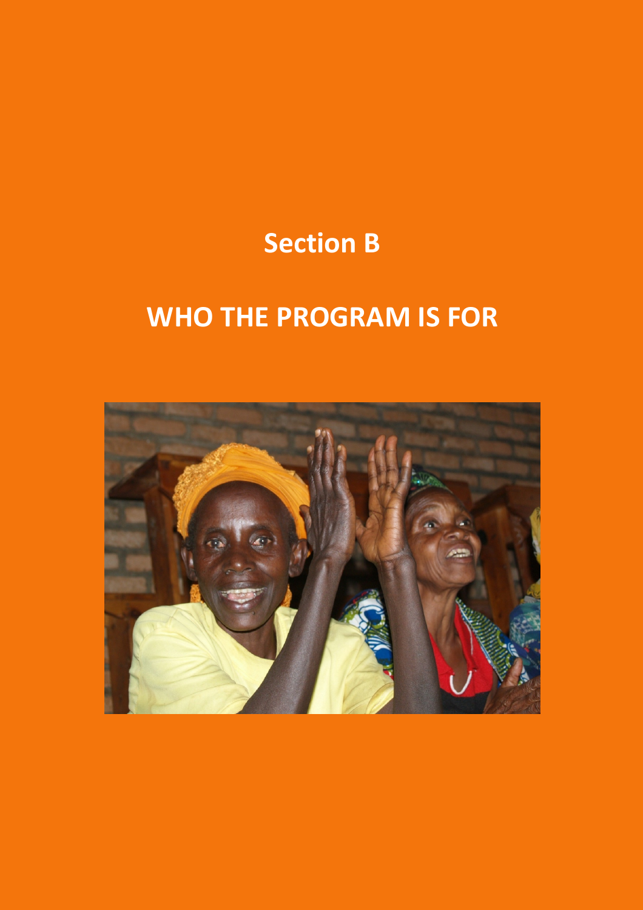# Section B

# WHO THE PROGRAM IS FOR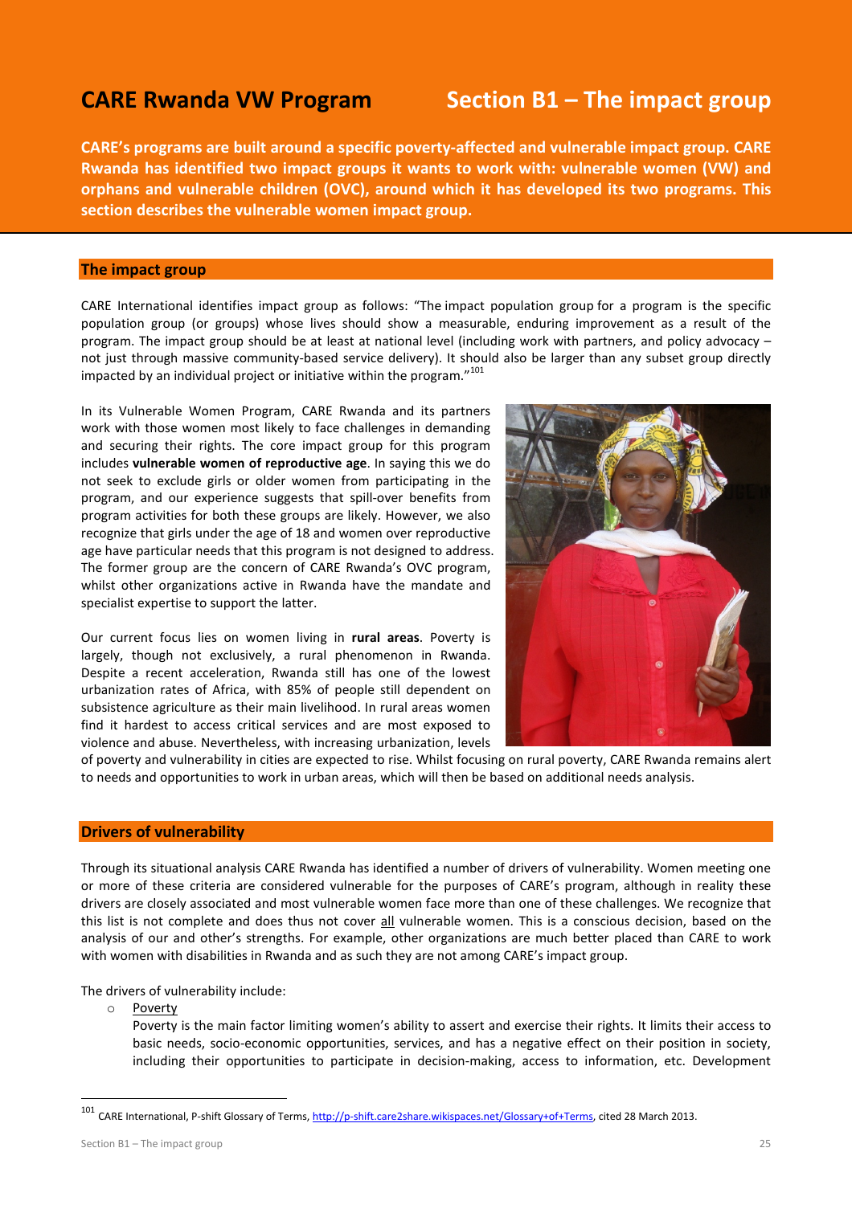# CARE Rwanda VW Program

# Section B1 – The impact group

**CARE's programs are built around a specific poverty-affected and vulnerable impact group. CARE Rwanda has identified two impact groups it wants to work with: vulnerable women (VW) and orphans and vulnerable children (OVC), around which it has developed its two programs. This section describes the vulnerable women impact group.**

## The impact group

CARE International identifies impact group as follows: "The impact population group for a program is the specific population group (or groups) whose lives should show a measurable, enduring improvement as a result of the program. The impact group should be at least at national level (including work with partners, and policy advocacy – not just through massive community-based service delivery). It should also be larger than any subset group directly impacted by an individual project or initiative within the program."[101]

In its Vulnerable Women Program, CARE Rwanda and its partners work with those women most likely to face challenges in demanding and securing their rights. The core impact group for this program includes **vulnerable women of reproductive age**. In saying this we do not seek to exclude girls or older women from participating in the program, and our experience suggests that spill-over benefits from program activities for both these groups are likely. However, we also recognize that girls under the age of 18 and women over reproductive age have particular needs that this program is not designed to address. The former group are the concern of CARE Rwanda's OVC program, whilst other organizations active in Rwanda have the mandate and specialist expertise to support the latter.

Our current focus lies on women living in **rural areas**. Poverty is largely, though not exclusively, a rural phenomenon in Rwanda. Despite a recent acceleration, Rwanda still has one of the lowest urbanization rates of Africa, with 85% of people still dependent on subsistence agriculture as their main livelihood. In rural areas women find it hardest to access critical services and are most exposed to violence and abuse. Nevertheless, with increasing urbanization, levels of poverty and vulnerability in cities are expected to rise. Whilst focusing on rural poverty, CARE Rwanda remains alert to needs and opportunities to work in urban areas, which will then be based on additional needs analysis.

## Drivers of vulnerability

Through its situational analysis CARE Rwanda has identified a number of drivers of vulnerability. Women meeting one or more of these criteria are considered vulnerable for the purposes of CARE's program, although in reality these drivers are closely associated and most vulnerable women face more than one of these challenges. We recognize that this list is not complete and does thus not cover all vulnerable women. This is a conscious decision, based on the analysis of our and other's strengths. For example, other organizations are much better placed than CARE to work with women with disabilities in Rwanda and as such they are not among CARE's impact group.

The drivers of vulnerability include:

- Poverty
  
  Poverty is the main factor limiting women's ability to assert and exercise their rights. It limits their access to basic needs, socio-economic opportunities, services, and has a negative effect on their position in society, including their opportunities to participate in decision-making, access to information, etc. Development

[101] CARE International, P-shift Glossary of Terms, http://p-shift.care2share.wikispaces.net/Glossary+of+Terms, cited 28 March 2013.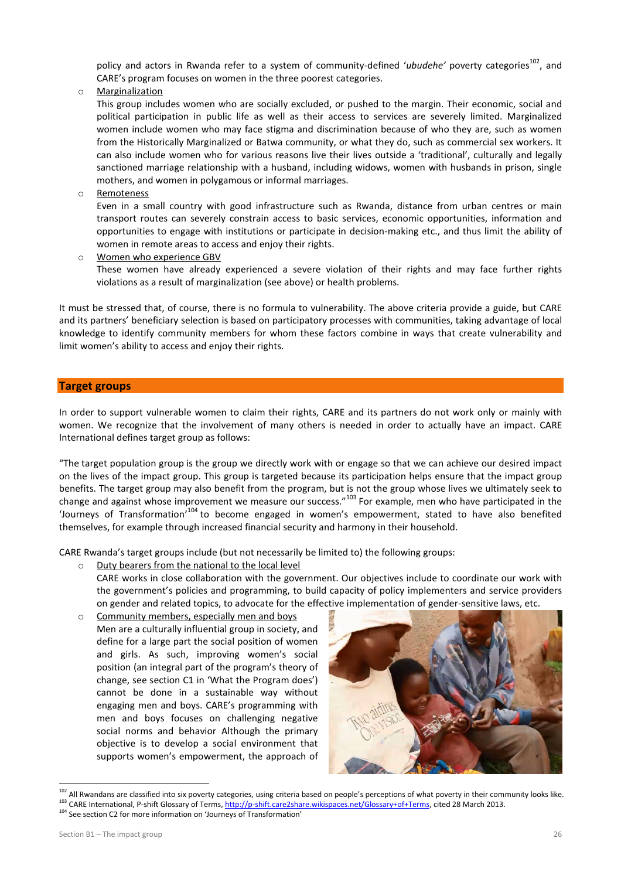policy and actors in Rwanda refer to a system of community-defined '*ubudehe'* poverty categories[102], and CARE's program focuses on women in the three poorest categories.

- Marginalization

  This group includes women who are socially excluded, or pushed to the margin. Their economic, social and political participation in public life as well as their access to services are severely limited. Marginalized women include women who may face stigma and discrimination because of who they are, such as women from the Historically Marginalized or Batwa community, or what they do, such as commercial sex workers. It can also include women who for various reasons live their lives outside a 'traditional', culturally and legally sanctioned marriage relationship with a husband, including widows, women with husbands in prison, single mothers, and women in polygamous or informal marriages.

- Remoteness

  Even in a small country with good infrastructure such as Rwanda, distance from urban centres or main transport routes can severely constrain access to basic services, economic opportunities, information and opportunities to engage with institutions or participate in decision-making etc., and thus limit the ability of women in remote areas to access and enjoy their rights.

- Women who experience GBV

  These women have already experienced a severe violation of their rights and may face further rights violations as a result of marginalization (see above) or health problems.

It must be stressed that, of course, there is no formula to vulnerability. The above criteria provide a guide, but CARE and its partners' beneficiary selection is based on participatory processes with communities, taking advantage of local knowledge to identify community members for whom these factors combine in ways that create vulnerability and limit women's ability to access and enjoy their rights.

## Target groups

In order to support vulnerable women to claim their rights, CARE and its partners do not work only or mainly with women. We recognize that the involvement of many others is needed in order to actually have an impact. CARE International defines target group as follows:

"The target population group is the group we directly work with or engage so that we can achieve our desired impact on the lives of the impact group. This group is targeted because its participation helps ensure that the impact group benefits. The target group may also benefit from the program, but is not the group whose lives we ultimately seek to change and against whose improvement we measure our success."[103] For example, men who have participated in the 'Journeys of Transformation'[104] to become engaged in women's empowerment, stated to have also benefited themselves, for example through increased financial security and harmony in their household.

CARE Rwanda's target groups include (but not necessarily be limited to) the following groups:

- Duty bearers from the national to the local level

  CARE works in close collaboration with the government. Our objectives include to coordinate our work with the government's policies and programming, to build capacity of policy implementers and service providers on gender and related topics, to advocate for the effective implementation of gender-sensitive laws, etc.

- Community members, especially men and boys

  Men are a culturally influential group in society, and define for a large part the social position of women and girls. As such, improving women's social position (an integral part of the program's theory of change, see section C1 in 'What the Program does') cannot be done in a sustainable way without engaging men and boys. CARE's programming with men and boys focuses on challenging negative social norms and behavior Although the primary objective is to develop a social environment that supports women's empowerment, the approach of

---

[102] All Rwandans are classified into six poverty categories, using criteria based on people's perceptions of what poverty in their community looks like.

[103] CARE International, P-shift Glossary of Terms, http://p-shift.care2share.wikispaces.net/Glossary+of+Terms, cited 28 March 2013.

[104] See section C2 for more information on 'Journeys of Transformation'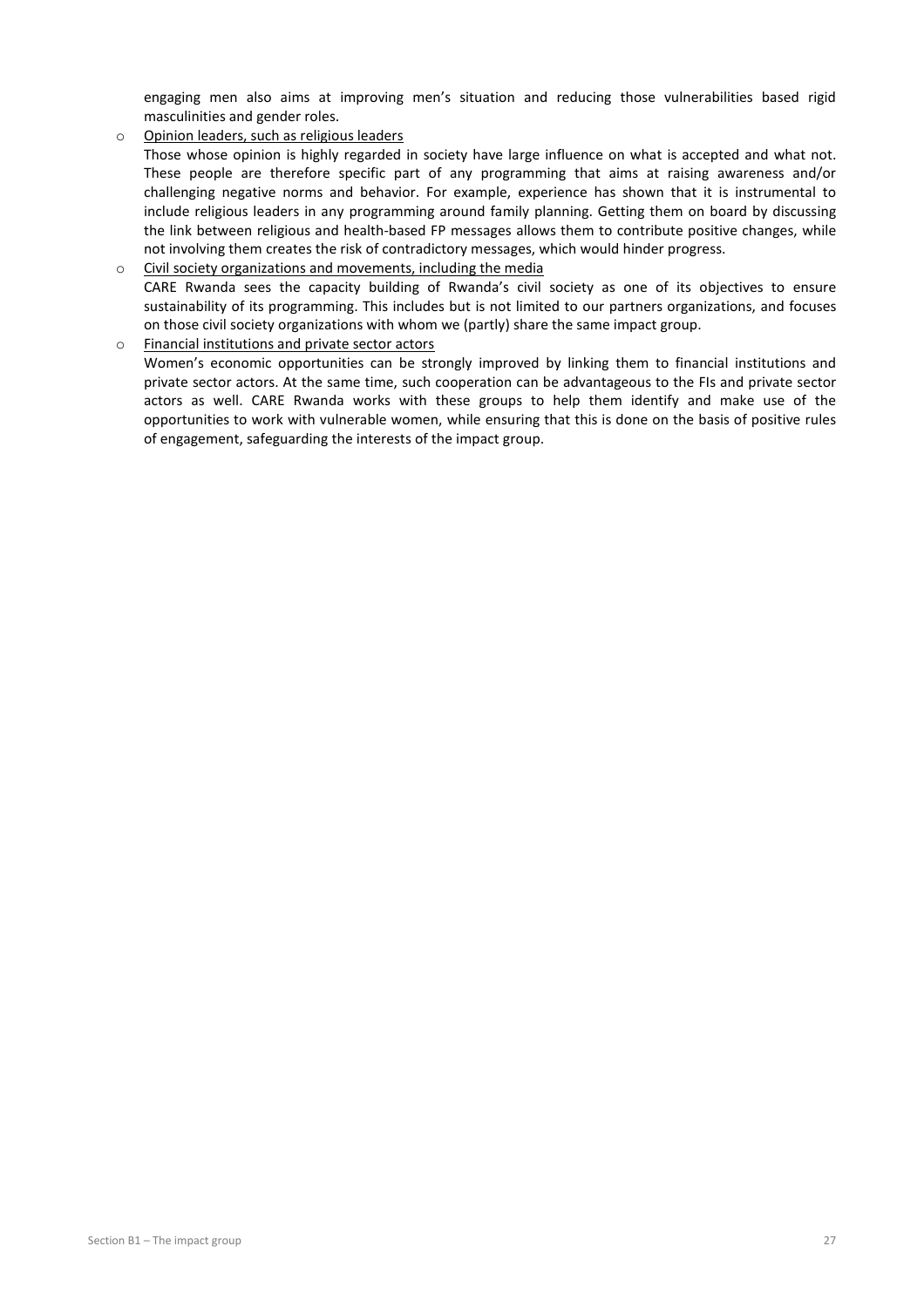engaging men also aims at improving men's situation and reducing those vulnerabilities based rigid masculinities and gender roles.

- Opinion leaders, such as religious leaders

  Those whose opinion is highly regarded in society have large influence on what is accepted and what not. These people are therefore specific part of any programming that aims at raising awareness and/or challenging negative norms and behavior. For example, experience has shown that it is instrumental to include religious leaders in any programming around family planning. Getting them on board by discussing the link between religious and health-based FP messages allows them to contribute positive changes, while not involving them creates the risk of contradictory messages, which would hinder progress.

- Civil society organizations and movements, including the media

  CARE Rwanda sees the capacity building of Rwanda's civil society as one of its objectives to ensure sustainability of its programming. This includes but is not limited to our partners organizations, and focuses on those civil society organizations with whom we (partly) share the same impact group.

- Financial institutions and private sector actors

  Women's economic opportunities can be strongly improved by linking them to financial institutions and private sector actors. At the same time, such cooperation can be advantageous to the FIs and private sector actors as well. CARE Rwanda works with these groups to help them identify and make use of the opportunities to work with vulnerable women, while ensuring that this is done on the basis of positive rules of engagement, safeguarding the interests of the impact group.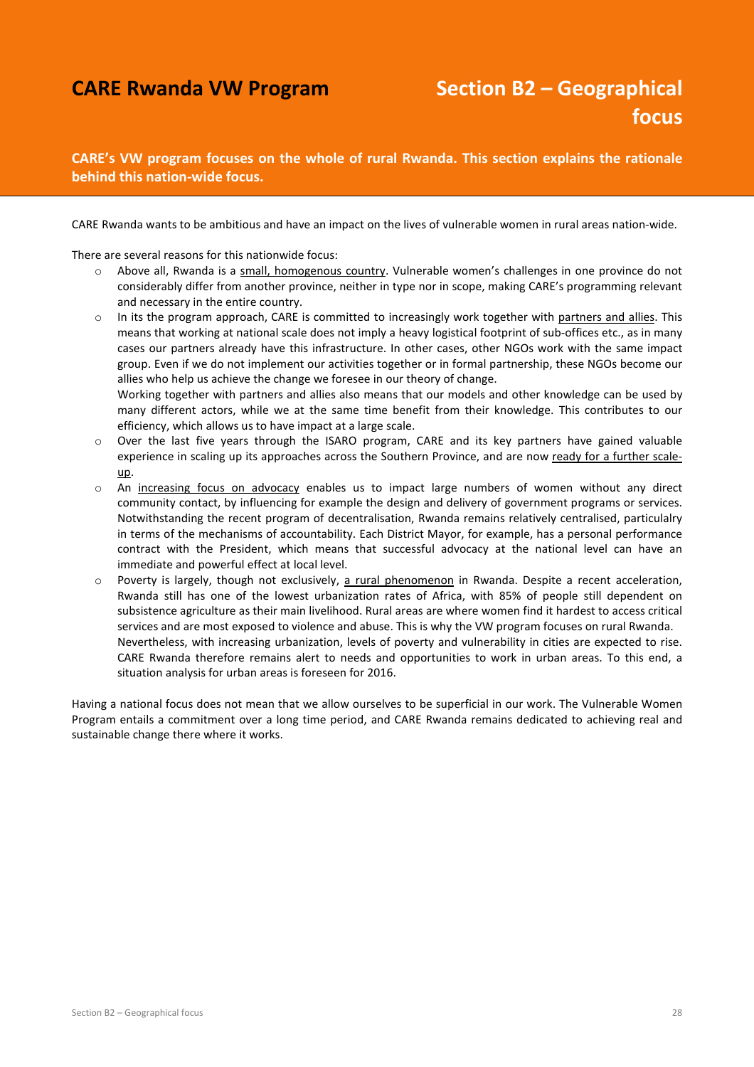# CARE Rwanda VW Program

# Section B2 – Geographical focus

**CARE's VW program focuses on the whole of rural Rwanda. This section explains the rationale behind this nation-wide focus.**

CARE Rwanda wants to be ambitious and have an impact on the lives of vulnerable women in rural areas nation-wide.

There are several reasons for this nationwide focus:

- Above all, Rwanda is a small, homogenous country. Vulnerable women's challenges in one province do not considerably differ from another province, neither in type nor in scope, making CARE's programming relevant and necessary in the entire country.
- In its the program approach, CARE is committed to increasingly work together with partners and allies. This means that working at national scale does not imply a heavy logistical footprint of sub-offices etc., as in many cases our partners already have this infrastructure. In other cases, other NGOs work with the same impact group. Even if we do not implement our activities together or in formal partnership, these NGOs become our allies who help us achieve the change we foresee in our theory of change.
  Working together with partners and allies also means that our models and other knowledge can be used by many different actors, while we at the same time benefit from their knowledge. This contributes to our efficiency, which allows us to have impact at a large scale.
- Over the last five years through the ISARO program, CARE and its key partners have gained valuable experience in scaling up its approaches across the Southern Province, and are now ready for a further scale-up.
- An increasing focus on advocacy enables us to impact large numbers of women without any direct community contact, by influencing for example the design and delivery of government programs or services. Notwithstanding the recent program of decentralisation, Rwanda remains relatively centralised, particulalry in terms of the mechanisms of accountability. Each District Mayor, for example, has a personal performance contract with the President, which means that successful advocacy at the national level can have an immediate and powerful effect at local level.
- Poverty is largely, though not exclusively, a rural phenomenon in Rwanda. Despite a recent acceleration, Rwanda still has one of the lowest urbanization rates of Africa, with 85% of people still dependent on subsistence agriculture as their main livelihood. Rural areas are where women find it hardest to access critical services and are most exposed to violence and abuse. This is why the VW program focuses on rural Rwanda.
  Nevertheless, with increasing urbanization, levels of poverty and vulnerability in cities are expected to rise. CARE Rwanda therefore remains alert to needs and opportunities to work in urban areas. To this end, a situation analysis for urban areas is foreseen for 2016.

Having a national focus does not mean that we allow ourselves to be superficial in our work. The Vulnerable Women Program entails a commitment over a long time period, and CARE Rwanda remains dedicated to achieving real and sustainable change there where it works.